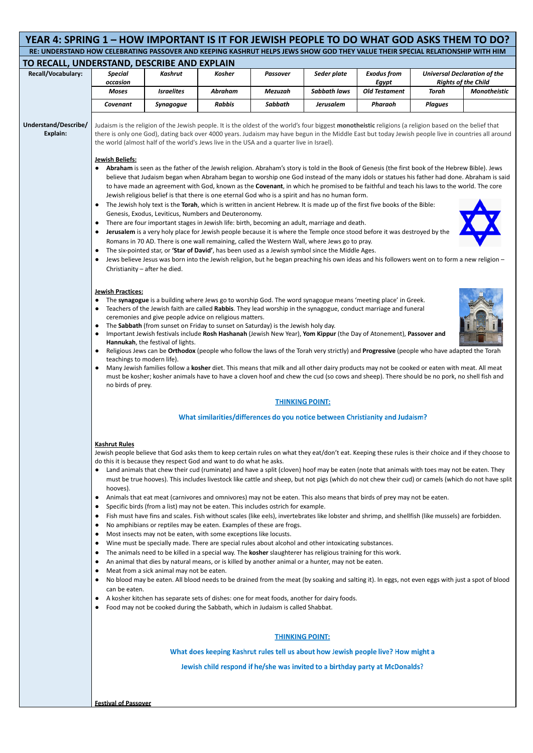# YEAR 4: SPRING 1 – HOW IMPORTANT IS IT FOR JEWISH PEOPLE TO DO WHAT GOD ASKS THEM TO DO?

## RE: UNDERSTAND HOW CELEBRATING PASSOVER AND KEEPING KASHRUT HELPS JEWS SHOW GOD THEY VALUE THEIR SPECIAL RELATIONSHIP WITH HIM

## TO RECALL, UNDERSTAND, DESCRIBE AND EXPLAIN

**Recall/Vocabulary:**

| | | | | | | | |
|---|---|---|---|---|---|---|---|
| *Special occasion* | *Kashrut* | *Kosher* | *Passover* | *Seder plate* | *Exodus from Egypt* | *Universal Declaration of the Rights of the Child* | |
| *Moses* | *Israelites* | *Abraham* | *Mezuzah* | *Sabbath laws* | *Old Testament* | *Torah* | *Monotheistic* |
| *Covenant* | *Synagogue* | *Rabbis* | *Sabbath* | *Jerusalem* | *Pharaoh* | *Plagues* | |

**Understand/Describe/ Explain:**

Judaism is the religion of the Jewish people. It is the oldest of the world's four biggest **monotheistic** religions (a religion based on the belief that there is only one God), dating back over 4000 years. Judaism may have begun in the Middle East but today Jewish people live in countries all around the world (almost half of the world's Jews live in the USA and a quarter live in Israel).

**Jewish Beliefs:**

- **Abraham** is seen as the father of the Jewish religion. Abraham's story is told in the Book of Genesis (the first book of the Hebrew Bible). Jews believe that Judaism began when Abraham began to worship one God instead of the many idols or statues his father had done. Abraham is said to have made an agreement with God, known as the **Covenant**, in which he promised to be faithful and teach his laws to the world. The core Jewish religious belief is that there is one eternal God who is a spirit and has no human form.
- The Jewish holy text is the **Torah**, which is written in ancient Hebrew. It is made up of the first five books of the Bible: Genesis, Exodus, Leviticus, Numbers and Deuteronomy.
- There are four important stages in Jewish life: birth, becoming an adult, marriage and death.
- **Jerusalem** is a very holy place for Jewish people because it is where the Temple once stood before it was destroyed by the Romans in 70 AD. There is one wall remaining, called the Western Wall, where Jews go to pray.
- The six-pointed star, or **'Star of David'**, has been used as a Jewish symbol since the Middle Ages.
- Jews believe Jesus was born into the Jewish religion, but he began preaching his own ideas and his followers went on to form a new religion – Christianity – after he died.

**Jewish Practices:**

- The **synagogue** is a building where Jews go to worship God. The word synagogue means 'meeting place' in Greek.
- Teachers of the Jewish faith are called **Rabbis**. They lead worship in the synagogue, conduct marriage and funeral ceremonies and give people advice on religious matters.
- The **Sabbath** (from sunset on Friday to sunset on Saturday) is the Jewish holy day.
- Important Jewish festivals include **Rosh Hashanah** (Jewish New Year), **Yom Kippur** (the Day of Atonement), **Passover and Hannukah**, the festival of lights.
- Religious Jews can be **Orthodox** (people who follow the laws of the Torah very strictly) and **Progressive** (people who have adapted the Torah teachings to modern life).
- Many Jewish families follow a **kosher** diet. This means that milk and all other dairy products may not be cooked or eaten with meat. All meat must be kosher; kosher animals have to have a cloven hoof and chew the cud (so cows and sheep). There should be no pork, no shell fish and no birds of prey.

**THINKING POINT:**

**What similarities/differences do you notice between Christianity and Judaism?**

**Kashrut Rules**

Jewish people believe that God asks them to keep certain rules on what they eat/don't eat. Keeping these rules is their choice and if they choose to do this it is because they respect God and want to do what he asks.

- Land animals that chew their cud (ruminate) and have a split (cloven) hoof may be eaten (note that animals with toes may not be eaten. They must be true hooves). This includes livestock like cattle and sheep, but not pigs (which do not chew their cud) or camels (which do not have split hooves).
- Animals that eat meat (carnivores and omnivores) may not be eaten. This also means that birds of prey may not be eaten.
- Specific birds (from a list) may not be eaten. This includes ostrich for example.
- Fish must have fins and scales. Fish without scales (like eels), invertebrates like lobster and shrimp, and shellfish (like mussels) are forbidden.
- No amphibians or reptiles may be eaten. Examples of these are frogs.
- Most insects may not be eaten, with some exceptions like locusts.
- Wine must be specially made. There are special rules about alcohol and other intoxicating substances.
- The animals need to be killed in a special way. The **kosher** slaughterer has religious training for this work.
- An animal that dies by natural means, or is killed by another animal or a hunter, may not be eaten.
- Meat from a sick animal may not be eaten.
- No blood may be eaten. All blood needs to be drained from the meat (by soaking and salting it). In eggs, not even eggs with just a spot of blood can be eaten.
- A kosher kitchen has separate sets of dishes: one for meat foods, another for dairy foods.
- Food may not be cooked during the Sabbath, which in Judaism is called Shabbat.

**THINKING POINT:**

**What does keeping Kashrut rules tell us about how Jewish people live? How might a Jewish child respond if he/she was invited to a birthday party at McDonalds?**

**Festival of Passover**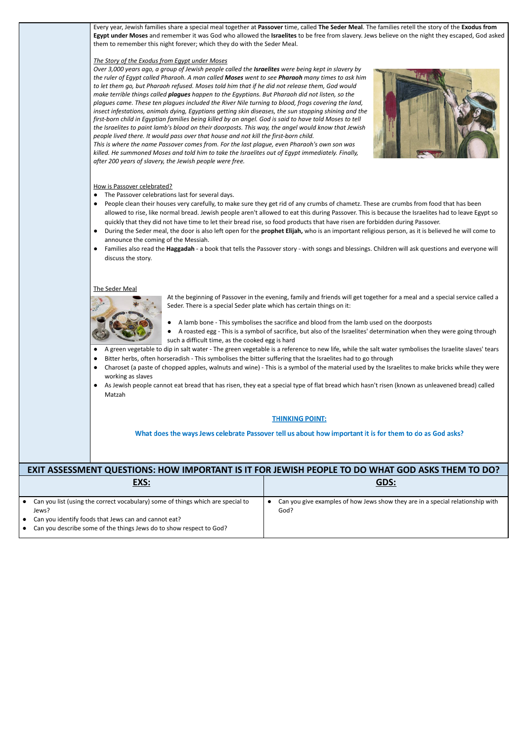Every year, Jewish families share a special meal together at **Passover** time, called **The Seder Meal**. The families retell the story of the **Exodus from Egypt under Moses** and remember it was God who allowed the **Israelites** to be free from slavery. Jews believe on the night they escaped, God asked them to remember this night forever; which they do with the Seder Meal.

*The Story of the Exodus from Egypt under Moses*

*Over 3,000 years ago, a group of Jewish people called the **Israelites** were being kept in slavery by the ruler of Egypt called Pharaoh. A man called **Moses** went to see **Pharaoh** many times to ask him to let them go, but Pharaoh refused. Moses told him that if he did not release them, God would make terrible things called **plagues** happen to the Egyptians. But Pharaoh did not listen, so the plagues came. These ten plagues included the River Nile turning to blood, frogs covering the land, insect infestations, animals dying, Egyptians getting skin diseases, the sun stopping shining and the first-born child in Egyptian families being killed by an angel. God is said to have told Moses to tell the Israelites to paint lamb's blood on their doorposts. This way, the angel would know that Jewish people lived there. It would pass over that house and not kill the first-born child.*

*This is where the name Passover comes from. For the last plague, even Pharaoh's own son was killed. He summoned Moses and told him to take the Israelites out of Egypt immediately. Finally, after 200 years of slavery, the Jewish people were free.*

How is Passover celebrated?

- The Passover celebrations last for several days.
- People clean their houses very carefully, to make sure they get rid of any crumbs of chametz. These are crumbs from food that has been allowed to rise, like normal bread. Jewish people aren't allowed to eat this during Passover. This is because the Israelites had to leave Egypt so quickly that they did not have time to let their bread rise, so food products that have risen are forbidden during Passover.
- During the Seder meal, the door is also left open for the **prophet Elijah,** who is an important religious person, as it is believed he will come to announce the coming of the Messiah.
- Families also read the **Haggadah** - a book that tells the Passover story - with songs and blessings. Children will ask questions and everyone will discuss the story.

The Seder Meal

At the beginning of Passover in the evening, family and friends will get together for a meal and a special service called a Seder. There is a special Seder plate which has certain things on it:

- A lamb bone - This symbolises the sacrifice and blood from the lamb used on the doorposts
- A roasted egg - This is a symbol of sacrifice, but also of the Israelites' determination when they were going through such a difficult time, as the cooked egg is hard
- A green vegetable to dip in salt water - The green vegetable is a reference to new life, while the salt water symbolises the Israelite slaves' tears
- Bitter herbs, often horseradish - This symbolises the bitter suffering that the Israelites had to go through
- Charoset (a paste of chopped apples, walnuts and wine) - This is a symbol of the material used by the Israelites to make bricks while they were working as slaves
- As Jewish people cannot eat bread that has risen, they eat a special type of flat bread which hasn't risen (known as unleavened bread) called Matzah

**THINKING POINT:**

**What does the ways Jews celebrate Passover tell us about how important it is for them to do as God asks?**

## EXIT ASSESSMENT QUESTIONS: HOW IMPORTANT IS IT FOR JEWISH PEOPLE TO DO WHAT GOD ASKS THEM TO DO?

| EXS: | GDS: |
|---|---|
| • Can you list (using the correct vocabulary) some of things which are special to Jews?<br>• Can you identify foods that Jews can and cannot eat?<br>• Can you describe some of the things Jews do to show respect to God? | • Can you give examples of how Jews show they are in a special relationship with God? |